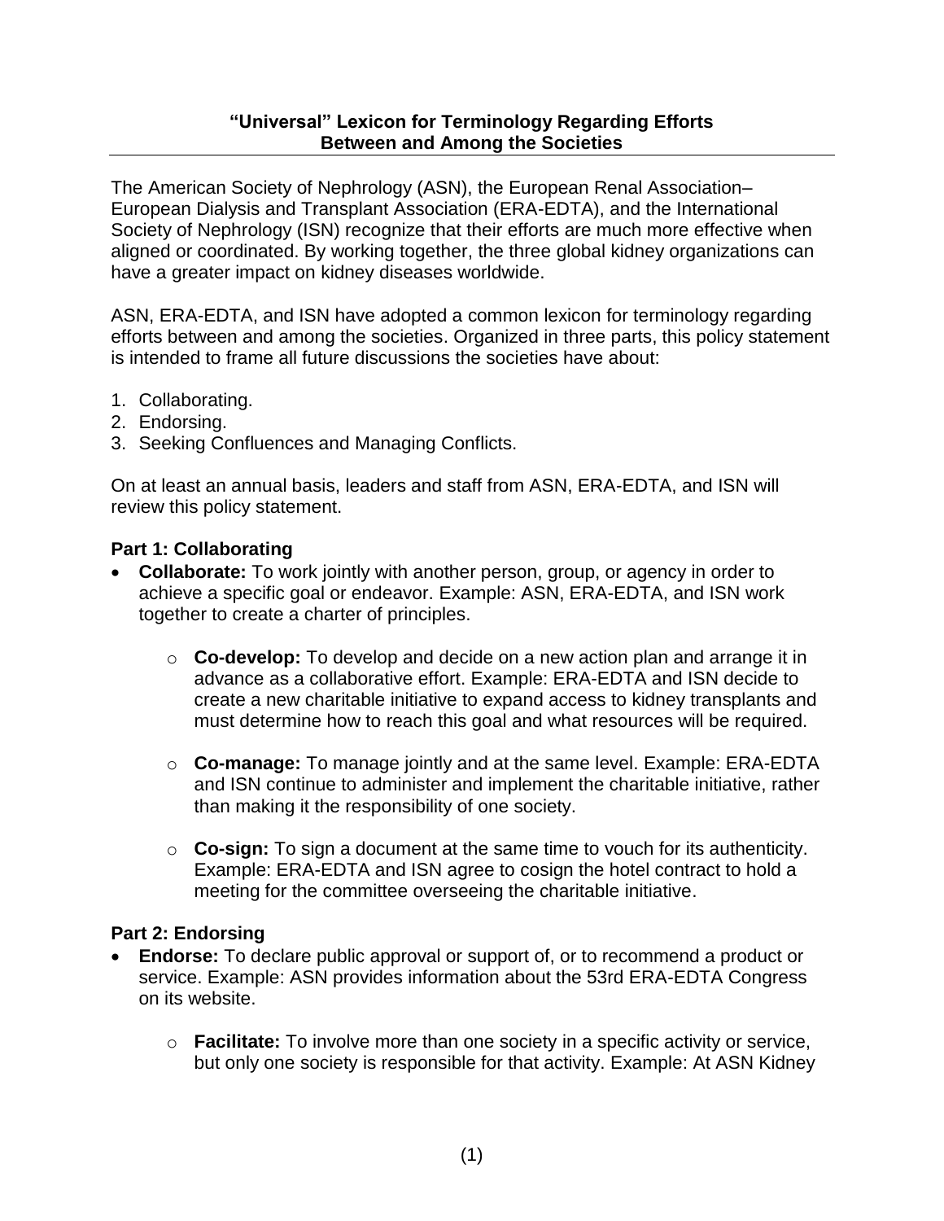## "Universal" Lexicon for Terminology Regarding Efforts Between and Among the Societies

The American Society of Nephrology (ASN), the European Renal Association–European Dialysis and Transplant Association (ERA-EDTA), and the International Society of Nephrology (ISN) recognize that their efforts are much more effective when aligned or coordinated. By working together, the three global kidney organizations can have a greater impact on kidney diseases worldwide.

ASN, ERA-EDTA, and ISN have adopted a common lexicon for terminology regarding efforts between and among the societies. Organized in three parts, this policy statement is intended to frame all future discussions the societies have about:

1. Collaborating.
2. Endorsing.
3. Seeking Confluences and Managing Conflicts.

On at least an annual basis, leaders and staff from ASN, ERA-EDTA, and ISN will review this policy statement.

### Part 1: Collaborating

- **Collaborate:** To work jointly with another person, group, or agency in order to achieve a specific goal or endeavor. Example: ASN, ERA-EDTA, and ISN work together to create a charter of principles.
  - **Co-develop:** To develop and decide on a new action plan and arrange it in advance as a collaborative effort. Example: ERA-EDTA and ISN decide to create a new charitable initiative to expand access to kidney transplants and must determine how to reach this goal and what resources will be required.
  - **Co-manage:** To manage jointly and at the same level. Example: ERA-EDTA and ISN continue to administer and implement the charitable initiative, rather than making it the responsibility of one society.
  - **Co-sign:** To sign a document at the same time to vouch for its authenticity. Example: ERA-EDTA and ISN agree to cosign the hotel contract to hold a meeting for the committee overseeing the charitable initiative.

### Part 2: Endorsing

- **Endorse:** To declare public approval or support of, or to recommend a product or service. Example: ASN provides information about the 53rd ERA-EDTA Congress on its website.
  - **Facilitate:** To involve more than one society in a specific activity or service, but only one society is responsible for that activity. Example: At ASN Kidney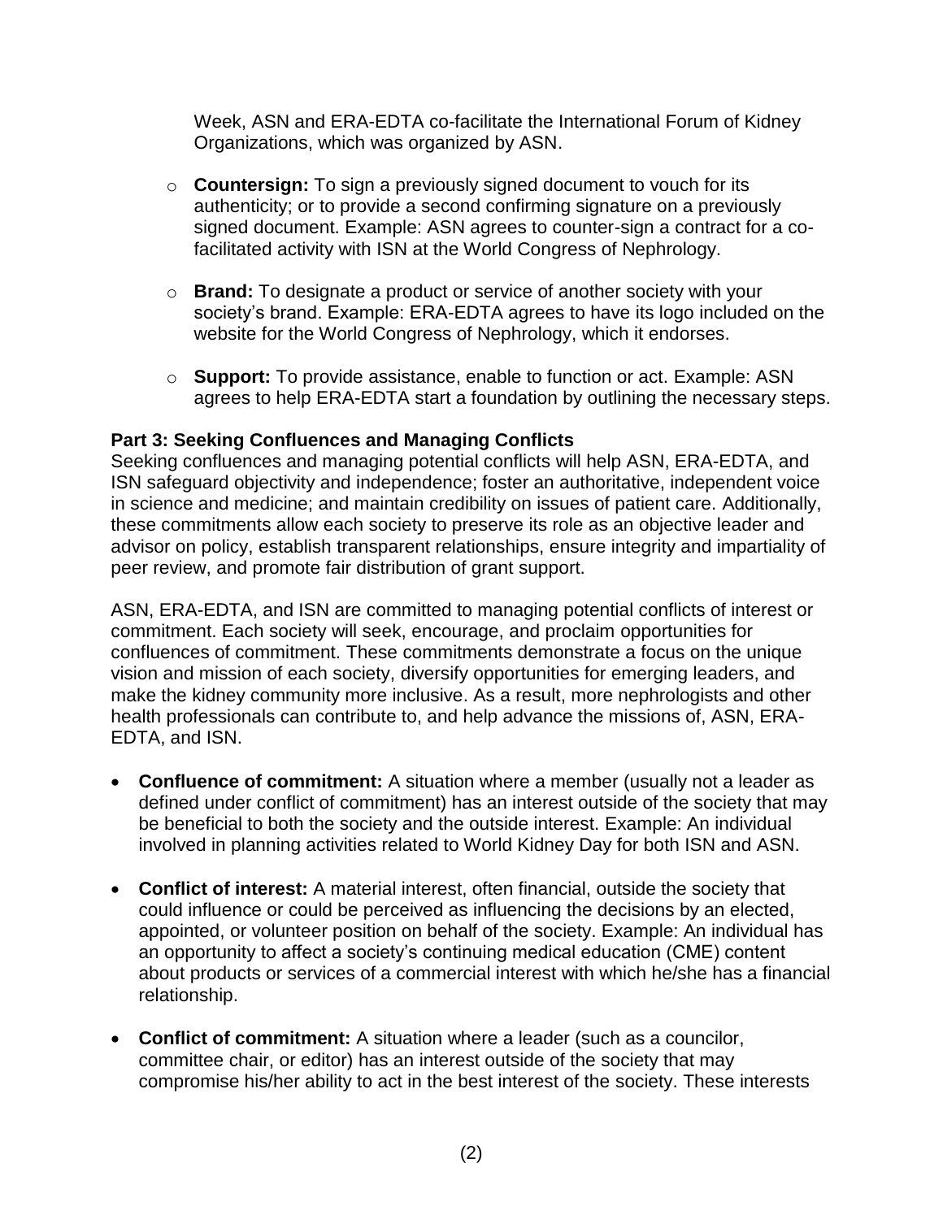Week, ASN and ERA-EDTA co-facilitate the International Forum of Kidney Organizations, which was organized by ASN.

- **Countersign:** To sign a previously signed document to vouch for its authenticity; or to provide a second confirming signature on a previously signed document. Example: ASN agrees to counter-sign a contract for a co-facilitated activity with ISN at the World Congress of Nephrology.
- **Brand:** To designate a product or service of another society with your society's brand. Example: ERA-EDTA agrees to have its logo included on the website for the World Congress of Nephrology, which it endorses.
- **Support:** To provide assistance, enable to function or act. Example: ASN agrees to help ERA-EDTA start a foundation by outlining the necessary steps.

**Part 3: Seeking Confluences and Managing Conflicts**

Seeking confluences and managing potential conflicts will help ASN, ERA-EDTA, and ISN safeguard objectivity and independence; foster an authoritative, independent voice in science and medicine; and maintain credibility on issues of patient care. Additionally, these commitments allow each society to preserve its role as an objective leader and advisor on policy, establish transparent relationships, ensure integrity and impartiality of peer review, and promote fair distribution of grant support.

ASN, ERA-EDTA, and ISN are committed to managing potential conflicts of interest or commitment. Each society will seek, encourage, and proclaim opportunities for confluences of commitment. These commitments demonstrate a focus on the unique vision and mission of each society, diversify opportunities for emerging leaders, and make the kidney community more inclusive. As a result, more nephrologists and other health professionals can contribute to, and help advance the missions of, ASN, ERA-EDTA, and ISN.

- **Confluence of commitment:** A situation where a member (usually not a leader as defined under conflict of commitment) has an interest outside of the society that may be beneficial to both the society and the outside interest. Example: An individual involved in planning activities related to World Kidney Day for both ISN and ASN.
- **Conflict of interest:** A material interest, often financial, outside the society that could influence or could be perceived as influencing the decisions by an elected, appointed, or volunteer position on behalf of the society. Example: An individual has an opportunity to affect a society's continuing medical education (CME) content about products or services of a commercial interest with which he/she has a financial relationship.
- **Conflict of commitment:** A situation where a leader (such as a councilor, committee chair, or editor) has an interest outside of the society that may compromise his/her ability to act in the best interest of the society. These interests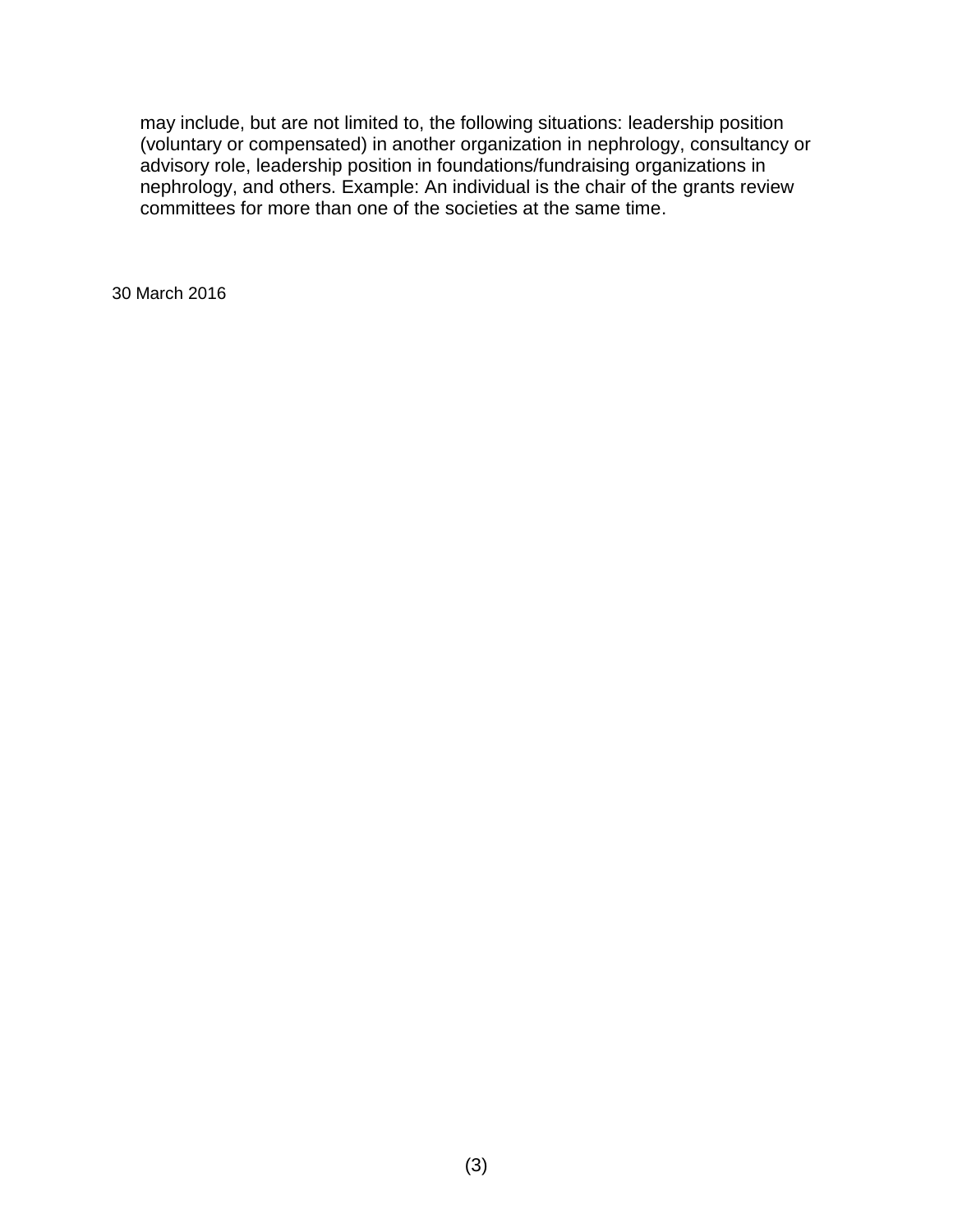may include, but are not limited to, the following situations: leadership position (voluntary or compensated) in another organization in nephrology, consultancy or advisory role, leadership position in foundations/fundraising organizations in nephrology, and others. Example: An individual is the chair of the grants review committees for more than one of the societies at the same time.

30 March 2016